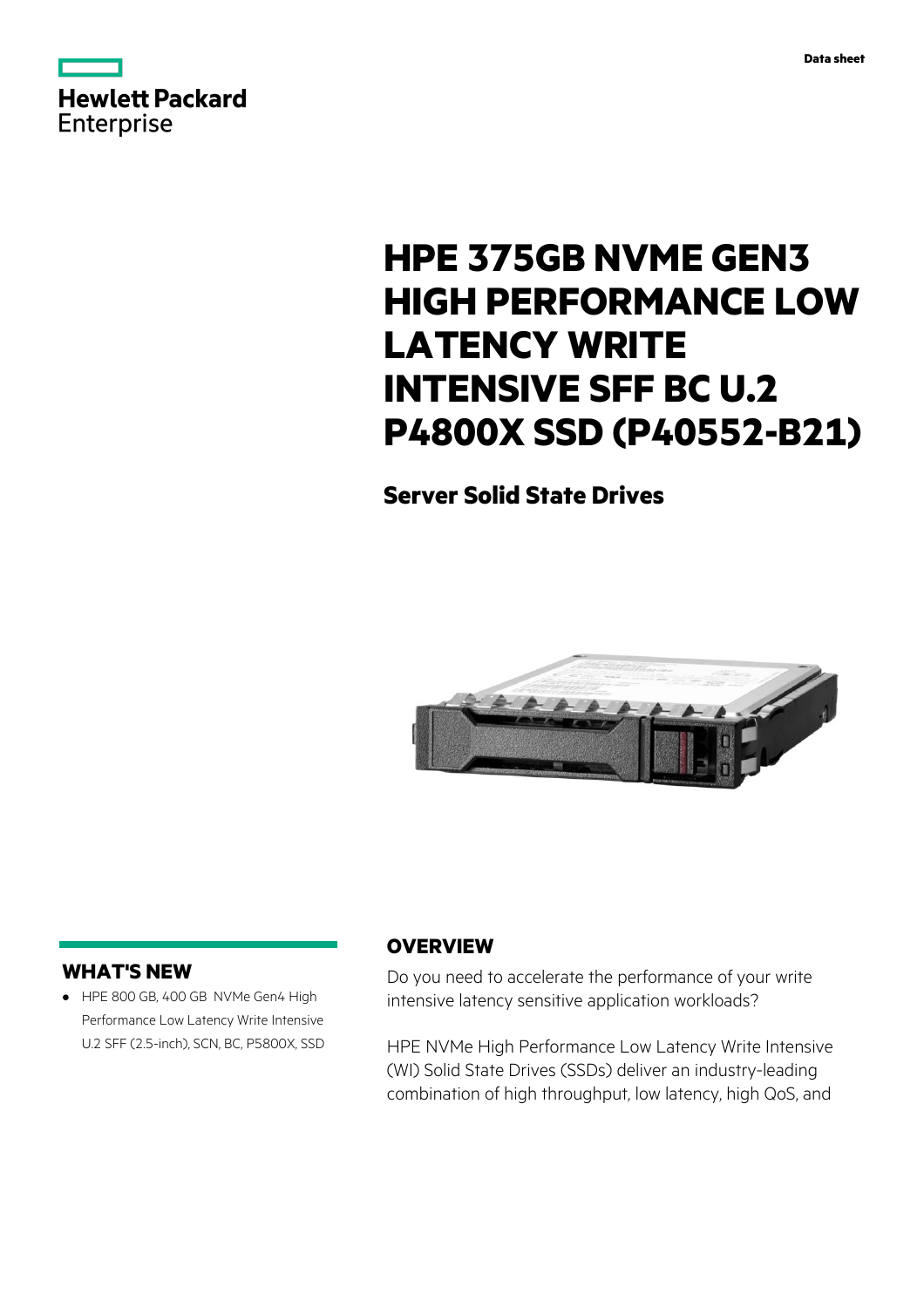Data sheet

# HPE 375GB NVME GEN3 HIGH PERFORMANCE LOW LATENCY WRITE INTENSIVE SFF BC U.2 P4800X SSD (P40552-B21)

## Server Solid State Drives

## WHAT'S NEW

- HPE 800 GB, 400 GB NVMe Gen4 High Performance Low Latency Write Intensive U.2 SFF (2.5-inch), SCN, BC, P5800X, SSD

## OVERVIEW

Do you need to accelerate the performance of your write intensive latency sensitive application workloads?

HPE NVMe High Performance Low Latency Write Intensive (WI) Solid State Drives (SSDs) deliver an industry-leading combination of high throughput, low latency, high QoS, and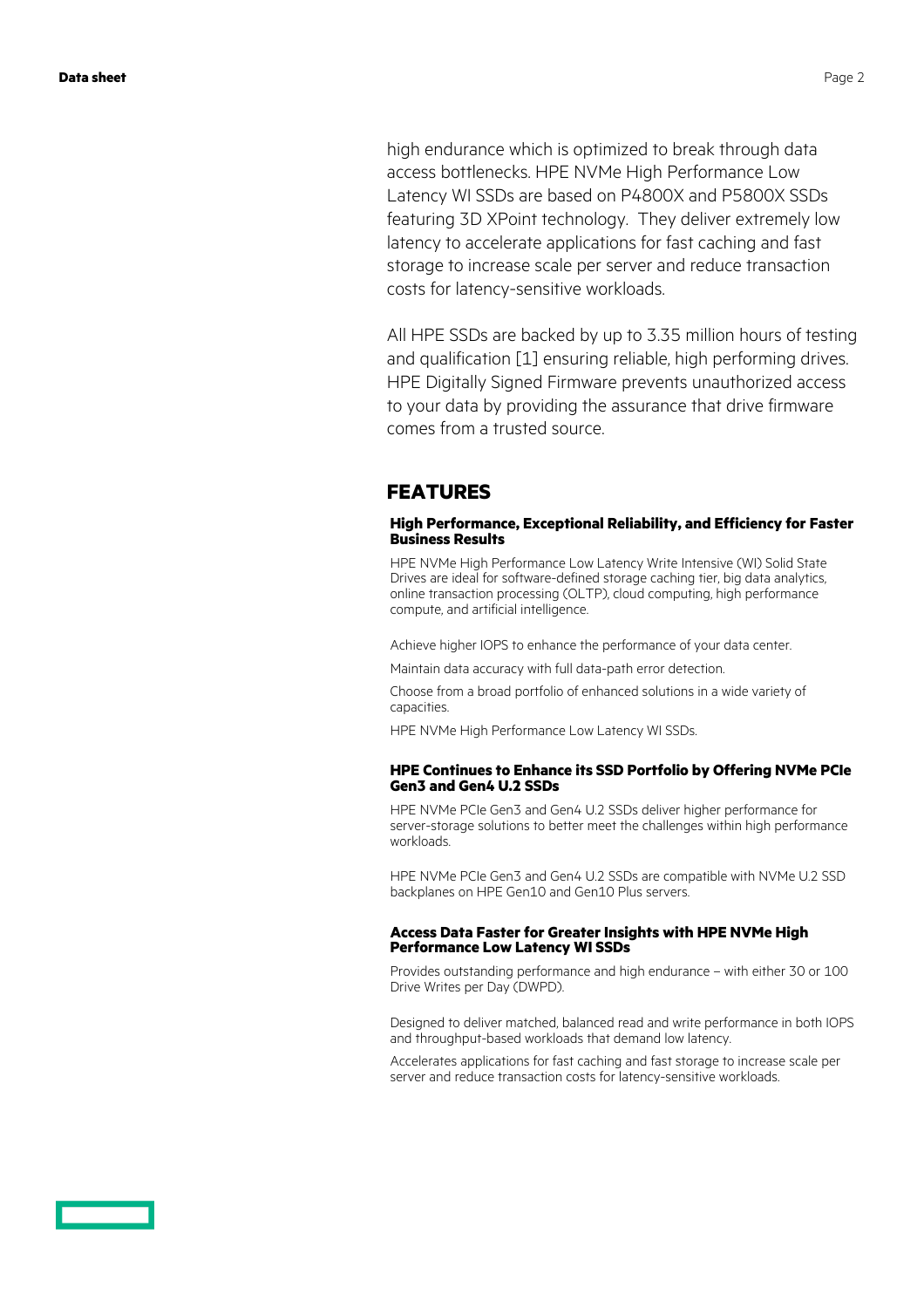high endurance which is optimized to break through data access bottlenecks. HPE NVMe High Performance Low Latency WI SSDs are based on P4800X and P5800X SSDs featuring 3D XPoint technology. They deliver extremely low latency to accelerate applications for fast caching and fast storage to increase scale per server and reduce transaction costs for latency-sensitive workloads.

All HPE SSDs are backed by up to 3.35 million hours of testing and qualification [1] ensuring reliable, high performing drives. HPE Digitally Signed Firmware prevents unauthorized access to your data by providing the assurance that drive firmware comes from a trusted source.

## FEATURES

### High Performance, Exceptional Reliability, and Efficiency for Faster Business Results

HPE NVMe High Performance Low Latency Write Intensive (WI) Solid State Drives are ideal for software-defined storage caching tier, big data analytics, online transaction processing (OLTP), cloud computing, high performance compute, and artificial intelligence.

Achieve higher IOPS to enhance the performance of your data center.

Maintain data accuracy with full data-path error detection.

Choose from a broad portfolio of enhanced solutions in a wide variety of capacities.

HPE NVMe High Performance Low Latency WI SSDs.

### HPE Continues to Enhance its SSD Portfolio by Offering NVMe PCIe Gen3 and Gen4 U.2 SSDs

HPE NVMe PCIe Gen3 and Gen4 U.2 SSDs deliver higher performance for server-storage solutions to better meet the challenges within high performance workloads.

HPE NVMe PCIe Gen3 and Gen4 U.2 SSDs are compatible with NVMe U.2 SSD backplanes on HPE Gen10 and Gen10 Plus servers.

### Access Data Faster for Greater Insights with HPE NVMe High Performance Low Latency WI SSDs

Provides outstanding performance and high endurance – with either 30 or 100 Drive Writes per Day (DWPD).

Designed to deliver matched, balanced read and write performance in both IOPS and throughput-based workloads that demand low latency.

Accelerates applications for fast caching and fast storage to increase scale per server and reduce transaction costs for latency-sensitive workloads.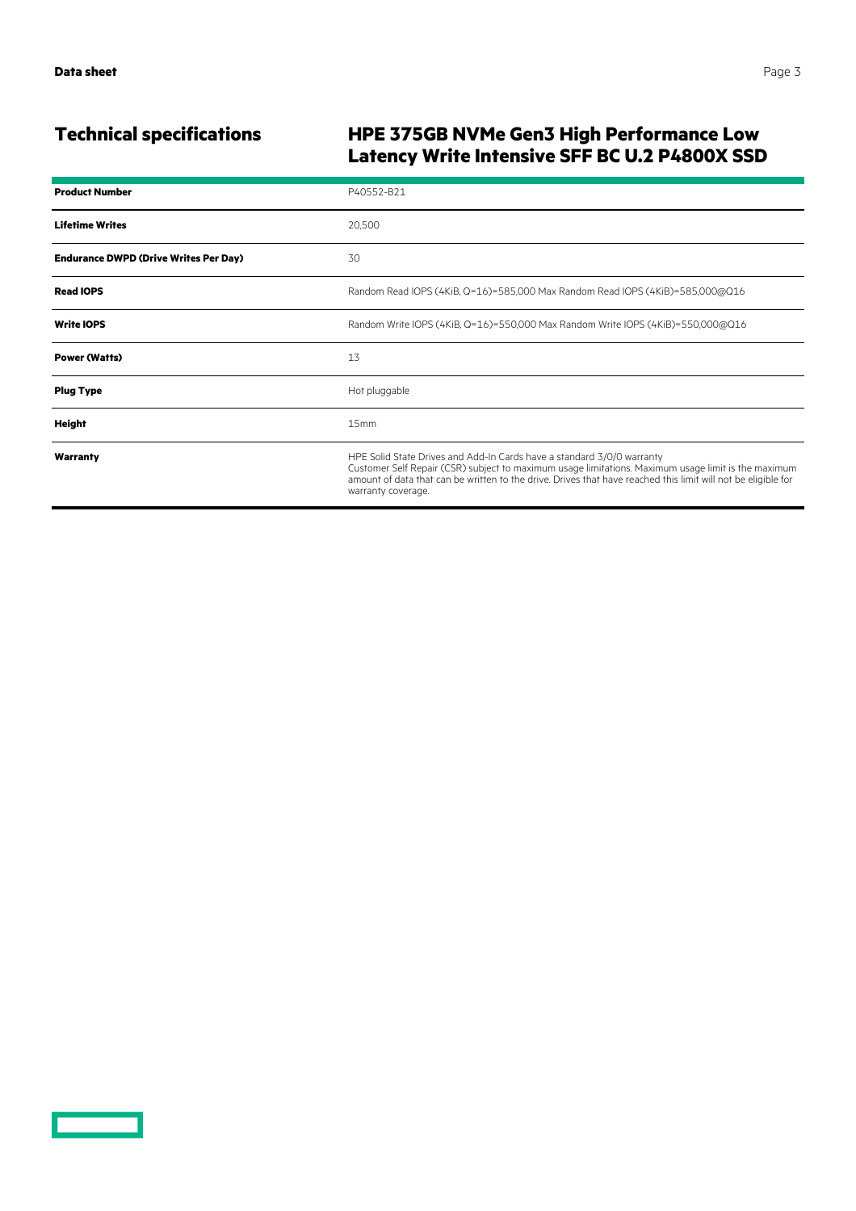## Technical specifications

## HPE 375GB NVMe Gen3 High Performance Low Latency Write Intensive SFF BC U.2 P4800X SSD

| | |
|---|---|
| **Product Number** | P40552-B21 |
| **Lifetime Writes** | 20,500 |
| **Endurance DWPD (Drive Writes Per Day)** | 30 |
| **Read IOPS** | Random Read IOPS (4KiB, Q=16)=585,000 Max Random Read IOPS (4KiB)=585,000@Q16 |
| **Write IOPS** | Random Write IOPS (4KiB, Q=16)=550,000 Max Random Write IOPS (4KiB)=550,000@Q16 |
| **Power (Watts)** | 13 |
| **Plug Type** | Hot pluggable |
| **Height** | 15mm |
| **Warranty** | HPE Solid State Drives and Add-In Cards have a standard 3/0/0 warranty Customer Self Repair (CSR) subject to maximum usage limitations. Maximum usage limit is the maximum amount of data that can be written to the drive. Drives that have reached this limit will not be eligible for warranty coverage. |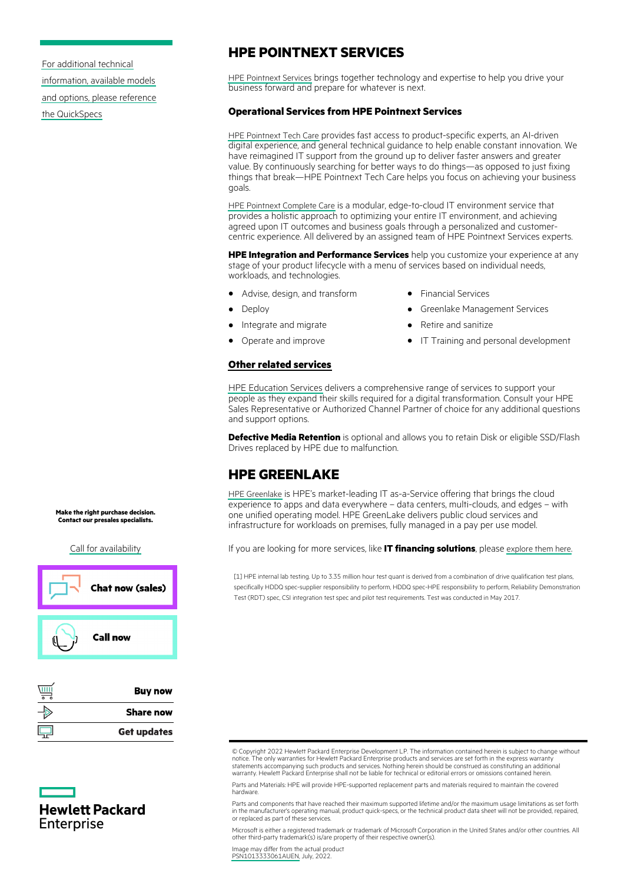For additional technical information, available models and options, please reference the QuickSpecs

# HPE POINTNEXT SERVICES

HPE Pointnext Services brings together technology and expertise to help you drive your business forward and prepare for whatever is next.

### Operational Services from HPE Pointnext Services

HPE Pointnext Tech Care provides fast access to product-specific experts, an AI-driven digital experience, and general technical guidance to help enable constant innovation. We have reimagined IT support from the ground up to deliver faster answers and greater value. By continuously searching for better ways to do things—as opposed to just fixing things that break—HPE Pointnext Tech Care helps you focus on achieving your business goals.

HPE Pointnext Complete Care is a modular, edge-to-cloud IT environment service that provides a holistic approach to optimizing your entire IT environment, and achieving agreed upon IT outcomes and business goals through a personalized and customer-centric experience. All delivered by an assigned team of HPE Pointnext Services experts.

**HPE Integration and Performance Services** help you customize your experience at any stage of your product lifecycle with a menu of services based on individual needs, workloads, and technologies.

- Advise, design, and transform
- Deploy
- Integrate and migrate
- Operate and improve
- Financial Services
- Greenlake Management Services
- Retire and sanitize
- IT Training and personal development

### Other related services

HPE Education Services delivers a comprehensive range of services to support your people as they expand their skills required for a digital transformation. Consult your HPE Sales Representative or Authorized Channel Partner of choice for any additional questions and support options.

**Defective Media Retention** is optional and allows you to retain Disk or eligible SSD/Flash Drives replaced by HPE due to malfunction.

# HPE GREENLAKE

HPE Greenlake is HPE's market-leading IT as-a-Service offering that brings the cloud experience to apps and data everywhere – data centers, multi-clouds, and edges – with one unified operating model. HPE GreenLake delivers public cloud services and infrastructure for workloads on premises, fully managed in a pay per use model.

If you are looking for more services, like **IT financing solutions**, please explore them here.

[1] HPE internal lab testing. Up to 3.35 million hour test quant is derived from a combination of drive qualification test plans, specifically HDDQ spec-supplier responsibility to perform, HDDQ spec-HPE responsibility to perform, Reliability Demonstration Test (RDT) spec, CSI integration test spec and pilot test requirements. Test was conducted in May 2017.

**Make the right purchase decision. Contact our presales specialists.**

Call for availability

**Chat now (sales)**

**Call now**

**Buy now**

**Share now**

**Get updates**

© Copyright 2022 Hewlett Packard Enterprise Development LP. The information contained herein is subject to change without notice. The only warranties for Hewlett Packard Enterprise products and services are set forth in the express warranty statements accompanying such products and services. Nothing herein should be construed as constituting an additional warranty. Hewlett Packard Enterprise shall not be liable for technical or editorial errors or omissions contained herein.

Parts and Materials: HPE will provide HPE-supported replacement parts and materials required to maintain the covered hardware.

Parts and components that have reached their maximum supported lifetime and/or the maximum usage limitations as set forth in the manufacturer's operating manual, product quick-specs, or the technical product data sheet will not be provided, repaired, or replaced as part of these services.

Microsoft is either a registered trademark or trademark of Microsoft Corporation in the United States and/or other countries. All other third-party trademark(s) is/are property of their respective owner(s).

Image may differ from the actual product
PSN1013333061AUEN, July, 2022.

**Hewlett Packard Enterprise**